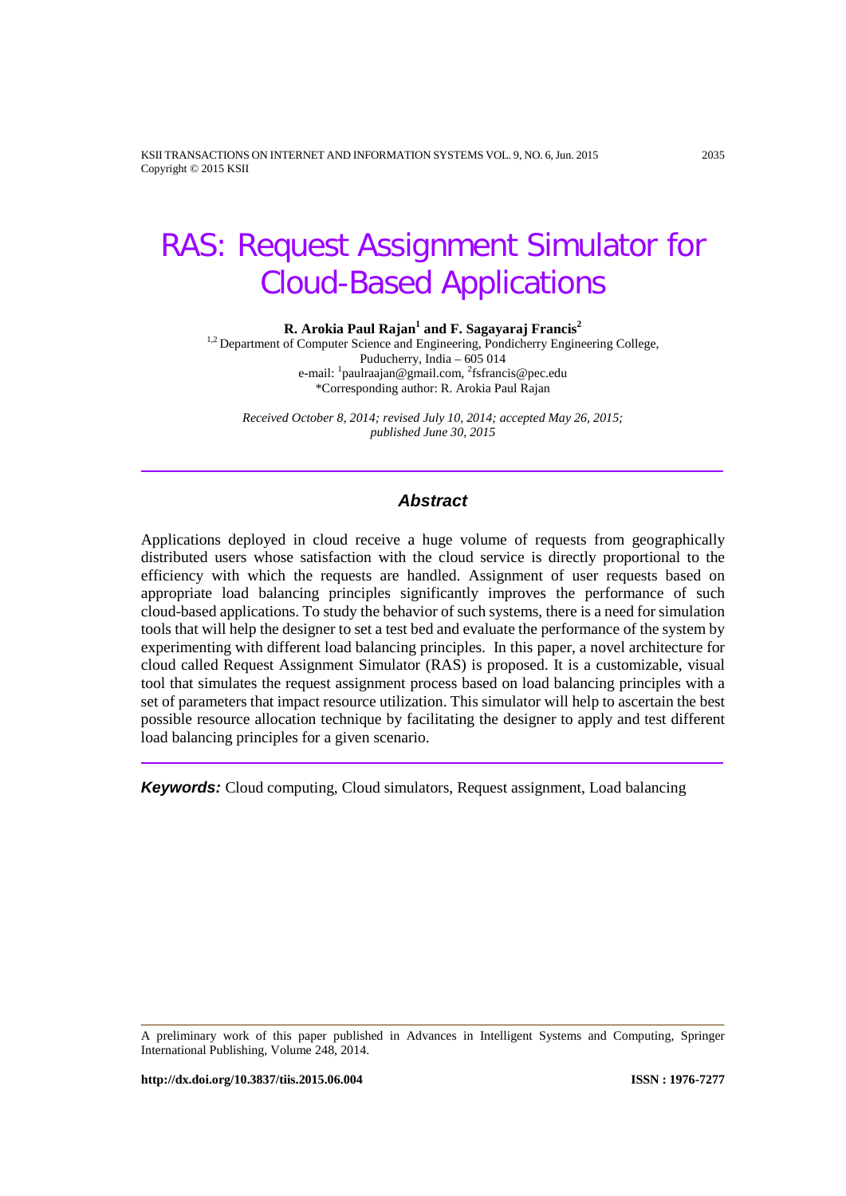# RAS: Request Assignment Simulator for Cloud-Based Applications

**R. Arokia Paul Rajan[1] and F. Sagayaraj Francis[2]**

[1,2] Department of Computer Science and Engineering, Pondicherry Engineering College, Puducherry, India – 605 014
e-mail: [1]paulraajan@gmail.com, [2]fsfrancis@pec.edu
*Corresponding author: R. Arokia Paul Rajan

*Received October 8, 2014; revised July 10, 2014; accepted May 26, 2015; published June 30, 2015*

## Abstract

Applications deployed in cloud receive a huge volume of requests from geographically distributed users whose satisfaction with the cloud service is directly proportional to the efficiency with which the requests are handled. Assignment of user requests based on appropriate load balancing principles significantly improves the performance of such cloud-based applications. To study the behavior of such systems, there is a need for simulation tools that will help the designer to set a test bed and evaluate the performance of the system by experimenting with different load balancing principles. In this paper, a novel architecture for cloud called Request Assignment Simulator (RAS) is proposed. It is a customizable, visual tool that simulates the request assignment process based on load balancing principles with a set of parameters that impact resource utilization. This simulator will help to ascertain the best possible resource allocation technique by facilitating the designer to apply and test different load balancing principles for a given scenario.

***Keywords:*** Cloud computing, Cloud simulators, Request assignment, Load balancing

---

A preliminary work of this paper published in Advances in Intelligent Systems and Computing, Springer International Publishing, Volume 248, 2014.

**http://dx.doi.org/10.3837/tiis.2015.06.004** **ISSN : 1976-7277**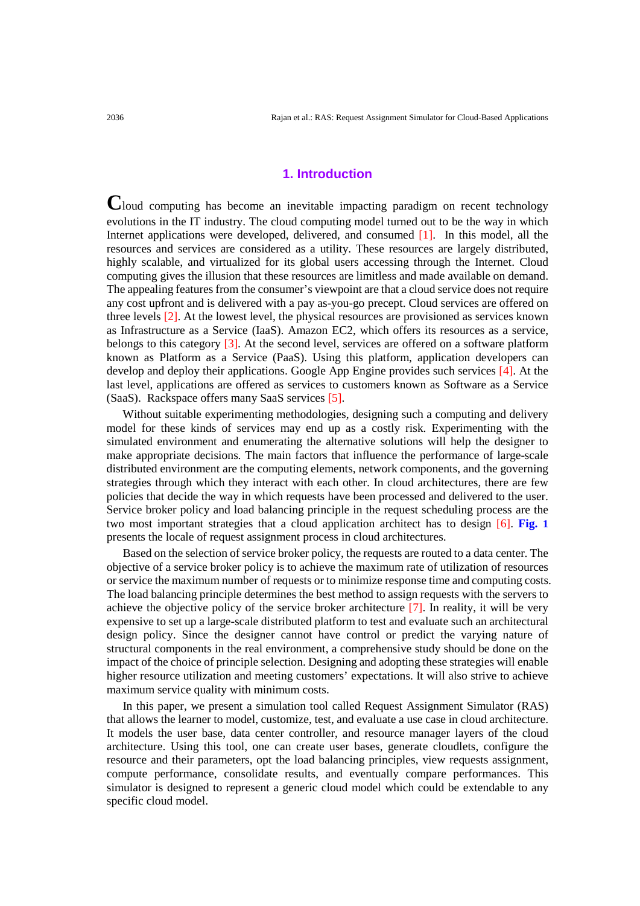## 1. Introduction

Cloud computing has become an inevitable impacting paradigm on recent technology evolutions in the IT industry. The cloud computing model turned out to be the way in which Internet applications were developed, delivered, and consumed [1]. In this model, all the resources and services are considered as a utility. These resources are largely distributed, highly scalable, and virtualized for its global users accessing through the Internet. Cloud computing gives the illusion that these resources are limitless and made available on demand. The appealing features from the consumer's viewpoint are that a cloud service does not require any cost upfront and is delivered with a pay as-you-go precept. Cloud services are offered on three levels [2]. At the lowest level, the physical resources are provisioned as services known as Infrastructure as a Service (IaaS). Amazon EC2, which offers its resources as a service, belongs to this category [3]. At the second level, services are offered on a software platform known as Platform as a Service (PaaS). Using this platform, application developers can develop and deploy their applications. Google App Engine provides such services [4]. At the last level, applications are offered as services to customers known as Software as a Service (SaaS). Rackspace offers many SaaS services [5].

Without suitable experimenting methodologies, designing such a computing and delivery model for these kinds of services may end up as a costly risk. Experimenting with the simulated environment and enumerating the alternative solutions will help the designer to make appropriate decisions. The main factors that influence the performance of large-scale distributed environment are the computing elements, network components, and the governing strategies through which they interact with each other. In cloud architectures, there are few policies that decide the way in which requests have been processed and delivered to the user. Service broker policy and load balancing principle in the request scheduling process are the two most important strategies that a cloud application architect has to design [6]. **Fig. 1** presents the locale of request assignment process in cloud architectures.

Based on the selection of service broker policy, the requests are routed to a data center. The objective of a service broker policy is to achieve the maximum rate of utilization of resources or service the maximum number of requests or to minimize response time and computing costs. The load balancing principle determines the best method to assign requests with the servers to achieve the objective policy of the service broker architecture [7]. In reality, it will be very expensive to set up a large-scale distributed platform to test and evaluate such an architectural design policy. Since the designer cannot have control or predict the varying nature of structural components in the real environment, a comprehensive study should be done on the impact of the choice of principle selection. Designing and adopting these strategies will enable higher resource utilization and meeting customers' expectations. It will also strive to achieve maximum service quality with minimum costs.

In this paper, we present a simulation tool called Request Assignment Simulator (RAS) that allows the learner to model, customize, test, and evaluate a use case in cloud architecture. It models the user base, data center controller, and resource manager layers of the cloud architecture. Using this tool, one can create user bases, generate cloudlets, configure the resource and their parameters, opt the load balancing principles, view requests assignment, compute performance, consolidate results, and eventually compare performances. This simulator is designed to represent a generic cloud model which could be extendable to any specific cloud model.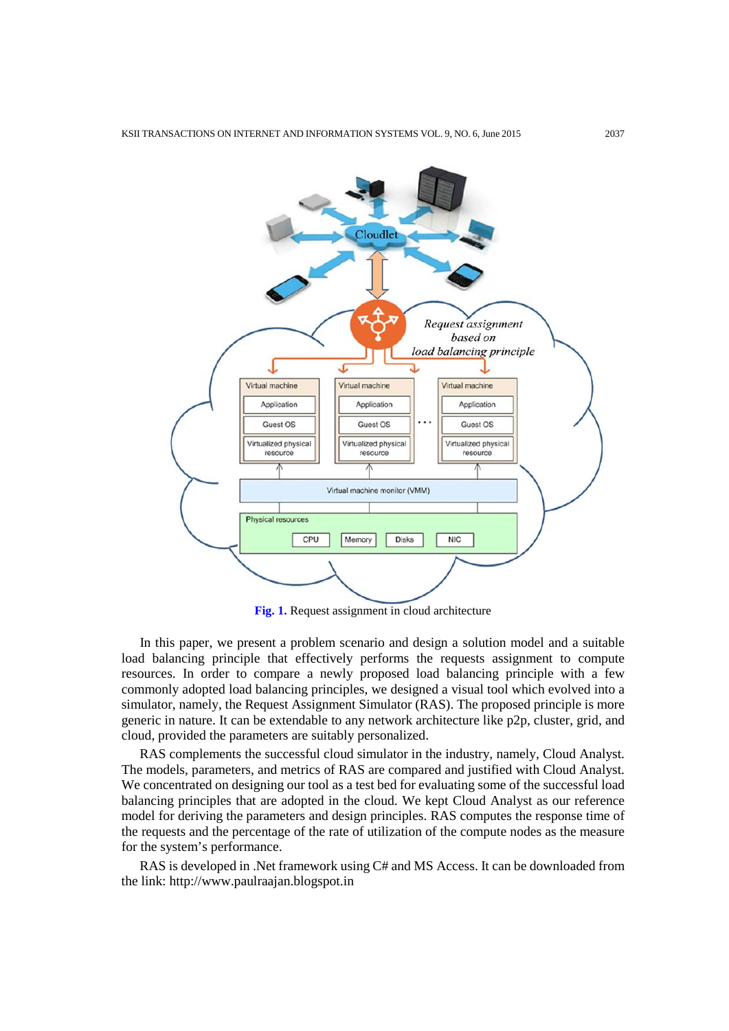**Fig. 1.** Request assignment in cloud architecture

In this paper, we present a problem scenario and design a solution model and a suitable load balancing principle that effectively performs the requests assignment to compute resources. In order to compare a newly proposed load balancing principle with a few commonly adopted load balancing principles, we designed a visual tool which evolved into a simulator, namely, the Request Assignment Simulator (RAS). The proposed principle is more generic in nature. It can be extendable to any network architecture like p2p, cluster, grid, and cloud, provided the parameters are suitably personalized.

RAS complements the successful cloud simulator in the industry, namely, Cloud Analyst. The models, parameters, and metrics of RAS are compared and justified with Cloud Analyst. We concentrated on designing our tool as a test bed for evaluating some of the successful load balancing principles that are adopted in the cloud. We kept Cloud Analyst as our reference model for deriving the parameters and design principles. RAS computes the response time of the requests and the percentage of the rate of utilization of the compute nodes as the measure for the system's performance.

RAS is developed in .Net framework using C# and MS Access. It can be downloaded from the link: http://www.paulraajan.blogspot.in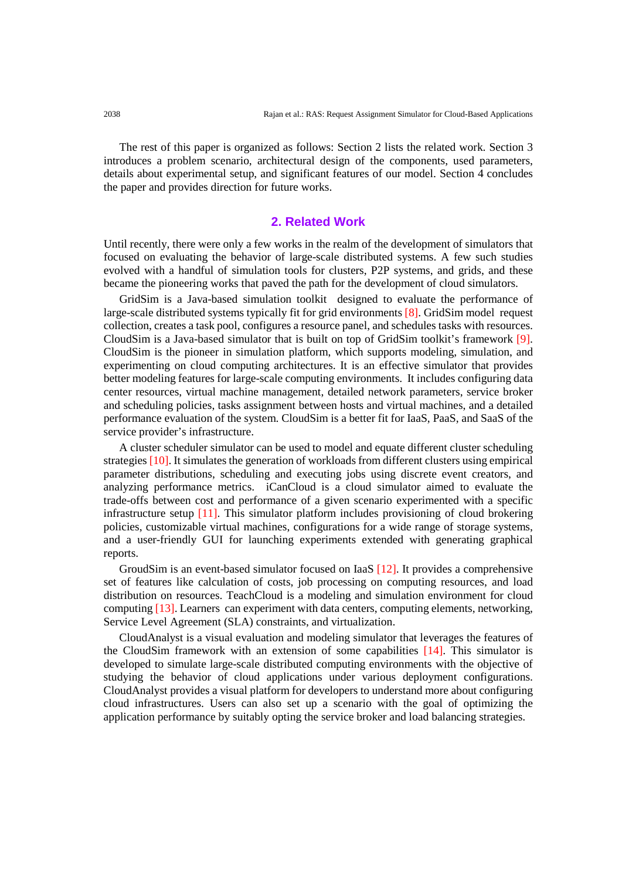The rest of this paper is organized as follows: Section 2 lists the related work. Section 3 introduces a problem scenario, architectural design of the components, used parameters, details about experimental setup, and significant features of our model. Section 4 concludes the paper and provides direction for future works.

## 2. Related Work

Until recently, there were only a few works in the realm of the development of simulators that focused on evaluating the behavior of large-scale distributed systems. A few such studies evolved with a handful of simulation tools for clusters, P2P systems, and grids, and these became the pioneering works that paved the path for the development of cloud simulators.

GridSim is a Java-based simulation toolkit designed to evaluate the performance of large-scale distributed systems typically fit for grid environments [8]. GridSim model request collection, creates a task pool, configures a resource panel, and schedules tasks with resources. CloudSim is a Java-based simulator that is built on top of GridSim toolkit's framework [9]. CloudSim is the pioneer in simulation platform, which supports modeling, simulation, and experimenting on cloud computing architectures. It is an effective simulator that provides better modeling features for large-scale computing environments. It includes configuring data center resources, virtual machine management, detailed network parameters, service broker and scheduling policies, tasks assignment between hosts and virtual machines, and a detailed performance evaluation of the system. CloudSim is a better fit for IaaS, PaaS, and SaaS of the service provider's infrastructure.

A cluster scheduler simulator can be used to model and equate different cluster scheduling strategies [10]. It simulates the generation of workloads from different clusters using empirical parameter distributions, scheduling and executing jobs using discrete event creators, and analyzing performance metrics. iCanCloud is a cloud simulator aimed to evaluate the trade-offs between cost and performance of a given scenario experimented with a specific infrastructure setup [11]. This simulator platform includes provisioning of cloud brokering policies, customizable virtual machines, configurations for a wide range of storage systems, and a user-friendly GUI for launching experiments extended with generating graphical reports.

GroudSim is an event-based simulator focused on IaaS [12]. It provides a comprehensive set of features like calculation of costs, job processing on computing resources, and load distribution on resources. TeachCloud is a modeling and simulation environment for cloud computing [13]. Learners can experiment with data centers, computing elements, networking, Service Level Agreement (SLA) constraints, and virtualization.

CloudAnalyst is a visual evaluation and modeling simulator that leverages the features of the CloudSim framework with an extension of some capabilities [14]. This simulator is developed to simulate large-scale distributed computing environments with the objective of studying the behavior of cloud applications under various deployment configurations. CloudAnalyst provides a visual platform for developers to understand more about configuring cloud infrastructures. Users can also set up a scenario with the goal of optimizing the application performance by suitably opting the service broker and load balancing strategies.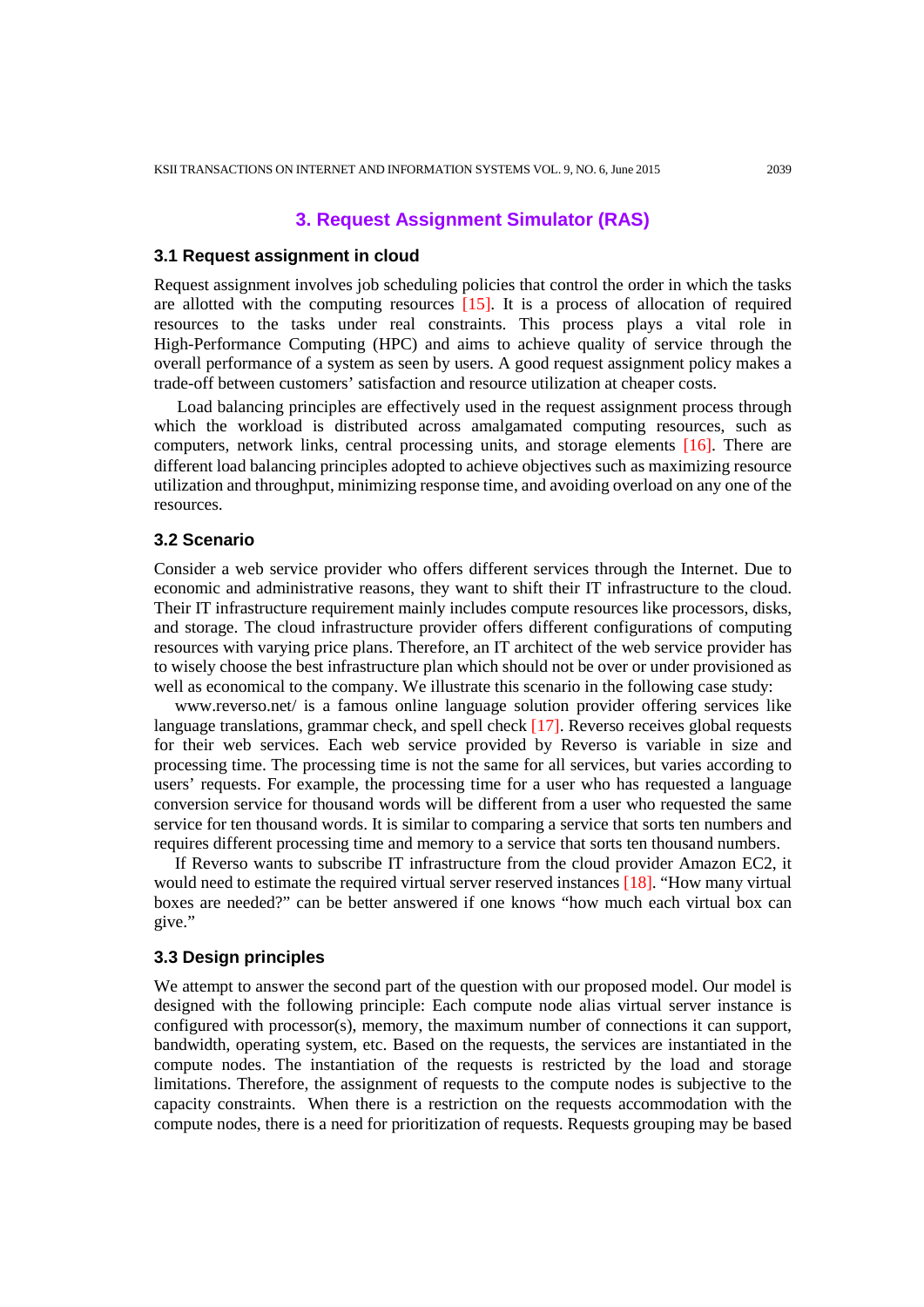## 3. Request Assignment Simulator (RAS)

### 3.1 Request assignment in cloud

Request assignment involves job scheduling policies that control the order in which the tasks are allotted with the computing resources [15]. It is a process of allocation of required resources to the tasks under real constraints. This process plays a vital role in High-Performance Computing (HPC) and aims to achieve quality of service through the overall performance of a system as seen by users. A good request assignment policy makes a trade-off between customers' satisfaction and resource utilization at cheaper costs.

Load balancing principles are effectively used in the request assignment process through which the workload is distributed across amalgamated computing resources, such as computers, network links, central processing units, and storage elements [16]. There are different load balancing principles adopted to achieve objectives such as maximizing resource utilization and throughput, minimizing response time, and avoiding overload on any one of the resources.

### 3.2 Scenario

Consider a web service provider who offers different services through the Internet. Due to economic and administrative reasons, they want to shift their IT infrastructure to the cloud. Their IT infrastructure requirement mainly includes compute resources like processors, disks, and storage. The cloud infrastructure provider offers different configurations of computing resources with varying price plans. Therefore, an IT architect of the web service provider has to wisely choose the best infrastructure plan which should not be over or under provisioned as well as economical to the company. We illustrate this scenario in the following case study:

www.reverso.net/ is a famous online language solution provider offering services like language translations, grammar check, and spell check [17]. Reverso receives global requests for their web services. Each web service provided by Reverso is variable in size and processing time. The processing time is not the same for all services, but varies according to users' requests. For example, the processing time for a user who has requested a language conversion service for thousand words will be different from a user who requested the same service for ten thousand words. It is similar to comparing a service that sorts ten numbers and requires different processing time and memory to a service that sorts ten thousand numbers.

If Reverso wants to subscribe IT infrastructure from the cloud provider Amazon EC2, it would need to estimate the required virtual server reserved instances [18]. "How many virtual boxes are needed?" can be better answered if one knows "how much each virtual box can give."

### 3.3 Design principles

We attempt to answer the second part of the question with our proposed model. Our model is designed with the following principle: Each compute node alias virtual server instance is configured with processor(s), memory, the maximum number of connections it can support, bandwidth, operating system, etc. Based on the requests, the services are instantiated in the compute nodes. The instantiation of the requests is restricted by the load and storage limitations. Therefore, the assignment of requests to the compute nodes is subjective to the capacity constraints. When there is a restriction on the requests accommodation with the compute nodes, there is a need for prioritization of requests. Requests grouping may be based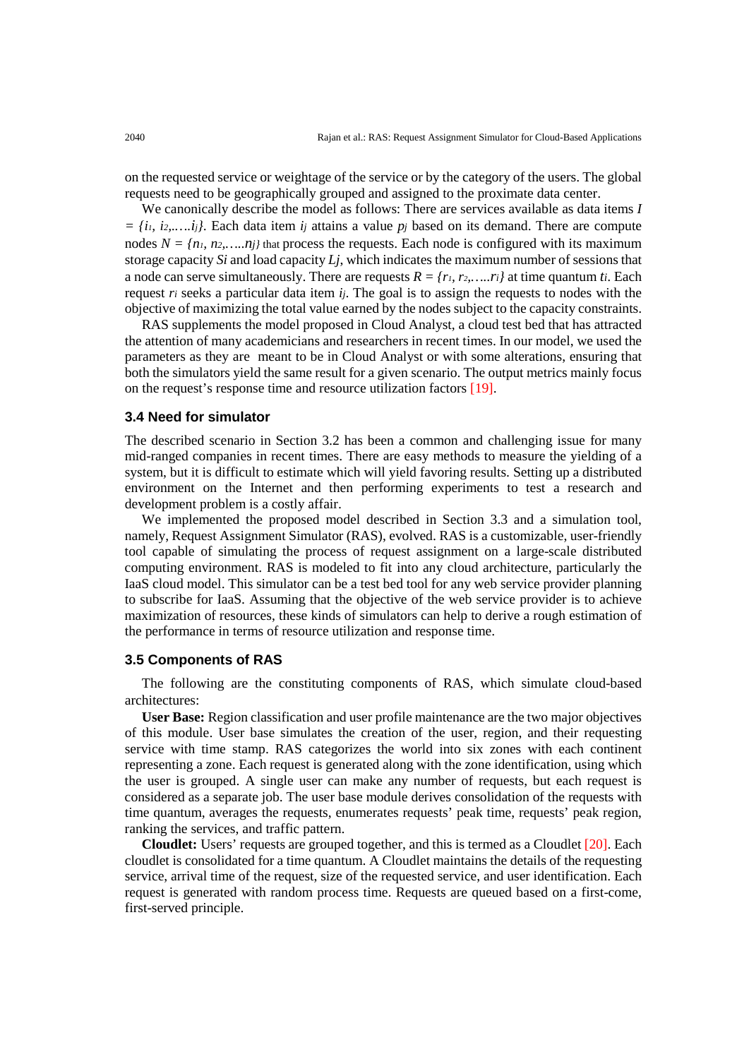on the requested service or weightage of the service or by the category of the users. The global requests need to be geographically grouped and assigned to the proximate data center.

We canonically describe the model as follows: There are services available as data items $I = \{i_1, i_2,\ldots.i_j\}$. Each data item $i_j$ attains a value $p_j$ based on its demand. There are compute nodes $N = \{n_1, n_2,\ldots.n_j\}$ that process the requests. Each node is configured with its maximum storage capacity $Si$ and load capacity $Lj$, which indicates the maximum number of sessions that a node can serve simultaneously. There are requests $R = \{r_1, r_2,\ldots.r_i\}$ at time quantum $t_i$. Each request $r_i$ seeks a particular data item $i_j$. The goal is to assign the requests to nodes with the objective of maximizing the total value earned by the nodes subject to the capacity constraints.

RAS supplements the model proposed in Cloud Analyst, a cloud test bed that has attracted the attention of many academicians and researchers in recent times. In our model, we used the parameters as they are meant to be in Cloud Analyst or with some alterations, ensuring that both the simulators yield the same result for a given scenario. The output metrics mainly focus on the request's response time and resource utilization factors [19].

### 3.4 Need for simulator

The described scenario in Section 3.2 has been a common and challenging issue for many mid-ranged companies in recent times. There are easy methods to measure the yielding of a system, but it is difficult to estimate which will yield favoring results. Setting up a distributed environment on the Internet and then performing experiments to test a research and development problem is a costly affair.

We implemented the proposed model described in Section 3.3 and a simulation tool, namely, Request Assignment Simulator (RAS), evolved. RAS is a customizable, user-friendly tool capable of simulating the process of request assignment on a large-scale distributed computing environment. RAS is modeled to fit into any cloud architecture, particularly the IaaS cloud model. This simulator can be a test bed tool for any web service provider planning to subscribe for IaaS. Assuming that the objective of the web service provider is to achieve maximization of resources, these kinds of simulators can help to derive a rough estimation of the performance in terms of resource utilization and response time.

### 3.5 Components of RAS

The following are the constituting components of RAS, which simulate cloud-based architectures:

**User Base:** Region classification and user profile maintenance are the two major objectives of this module. User base simulates the creation of the user, region, and their requesting service with time stamp. RAS categorizes the world into six zones with each continent representing a zone. Each request is generated along with the zone identification, using which the user is grouped. A single user can make any number of requests, but each request is considered as a separate job. The user base module derives consolidation of the requests with time quantum, averages the requests, enumerates requests' peak time, requests' peak region, ranking the services, and traffic pattern.

**Cloudlet:** Users' requests are grouped together, and this is termed as a Cloudlet [20]. Each cloudlet is consolidated for a time quantum. A Cloudlet maintains the details of the requesting service, arrival time of the request, size of the requested service, and user identification. Each request is generated with random process time. Requests are queued based on a first-come, first-served principle.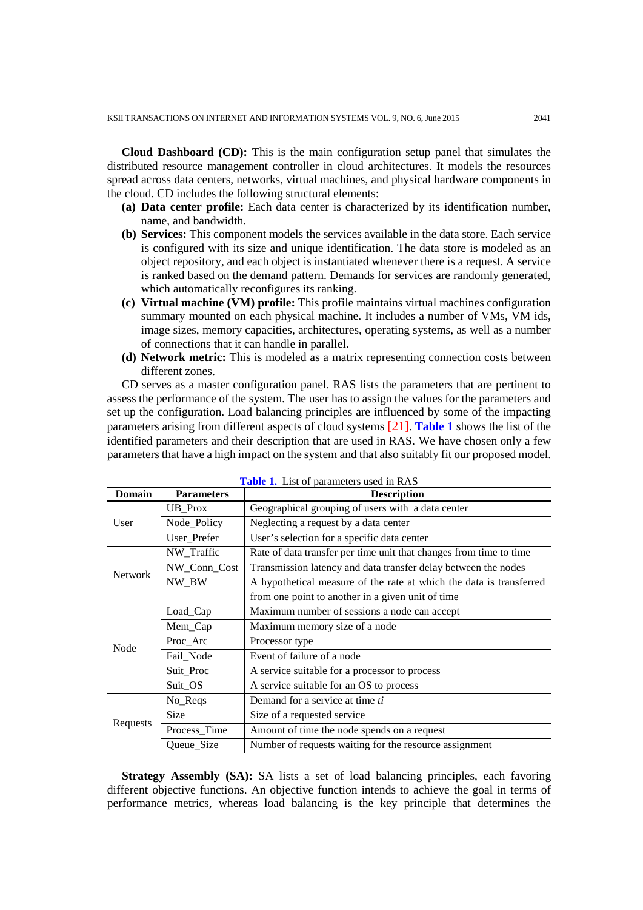**Cloud Dashboard (CD):** This is the main configuration setup panel that simulates the distributed resource management controller in cloud architectures. It models the resources spread across data centers, networks, virtual machines, and physical hardware components in the cloud. CD includes the following structural elements:

- **(a) Data center profile:** Each data center is characterized by its identification number, name, and bandwidth.
- **(b) Services:** This component models the services available in the data store. Each service is configured with its size and unique identification. The data store is modeled as an object repository, and each object is instantiated whenever there is a request. A service is ranked based on the demand pattern. Demands for services are randomly generated, which automatically reconfigures its ranking.
- **(c) Virtual machine (VM) profile:** This profile maintains virtual machines configuration summary mounted on each physical machine. It includes a number of VMs, VM ids, image sizes, memory capacities, architectures, operating systems, as well as a number of connections that it can handle in parallel.
- **(d) Network metric:** This is modeled as a matrix representing connection costs between different zones.

CD serves as a master configuration panel. RAS lists the parameters that are pertinent to assess the performance of the system. The user has to assign the values for the parameters and set up the configuration. Load balancing principles are influenced by some of the impacting parameters arising from different aspects of cloud systems [21]. **Table 1** shows the list of the identified parameters and their description that are used in RAS. We have chosen only a few parameters that have a high impact on the system and that also suitably fit our proposed model.

**Table 1.** List of parameters used in RAS

| Domain | Parameters | Description |
|---|---|---|
| User | UB_Prox | Geographical grouping of users with a data center |
| | Node_Policy | Neglecting a request by a data center |
| | User_Prefer | User's selection for a specific data center |
| Network | NW_Traffic | Rate of data transfer per time unit that changes from time to time |
| | NW_Conn_Cost | Transmission latency and data transfer delay between the nodes |
| | NW_BW | A hypothetical measure of the rate at which the data is transferred from one point to another in a given unit of time |
| Node | Load_Cap | Maximum number of sessions a node can accept |
| | Mem_Cap | Maximum memory size of a node |
| | Proc_Arc | Processor type |
| | Fail_Node | Event of failure of a node |
| | Suit_Proc | A service suitable for a processor to process |
| | Suit_OS | A service suitable for an OS to process |
| Requests | No_Reqs | Demand for a service at time $ti$ |
| | Size | Size of a requested service |
| | Process_Time | Amount of time the node spends on a request |
| | Queue_Size | Number of requests waiting for the resource assignment |

**Strategy Assembly (SA):** SA lists a set of load balancing principles, each favoring different objective functions. An objective function intends to achieve the goal in terms of performance metrics, whereas load balancing is the key principle that determines the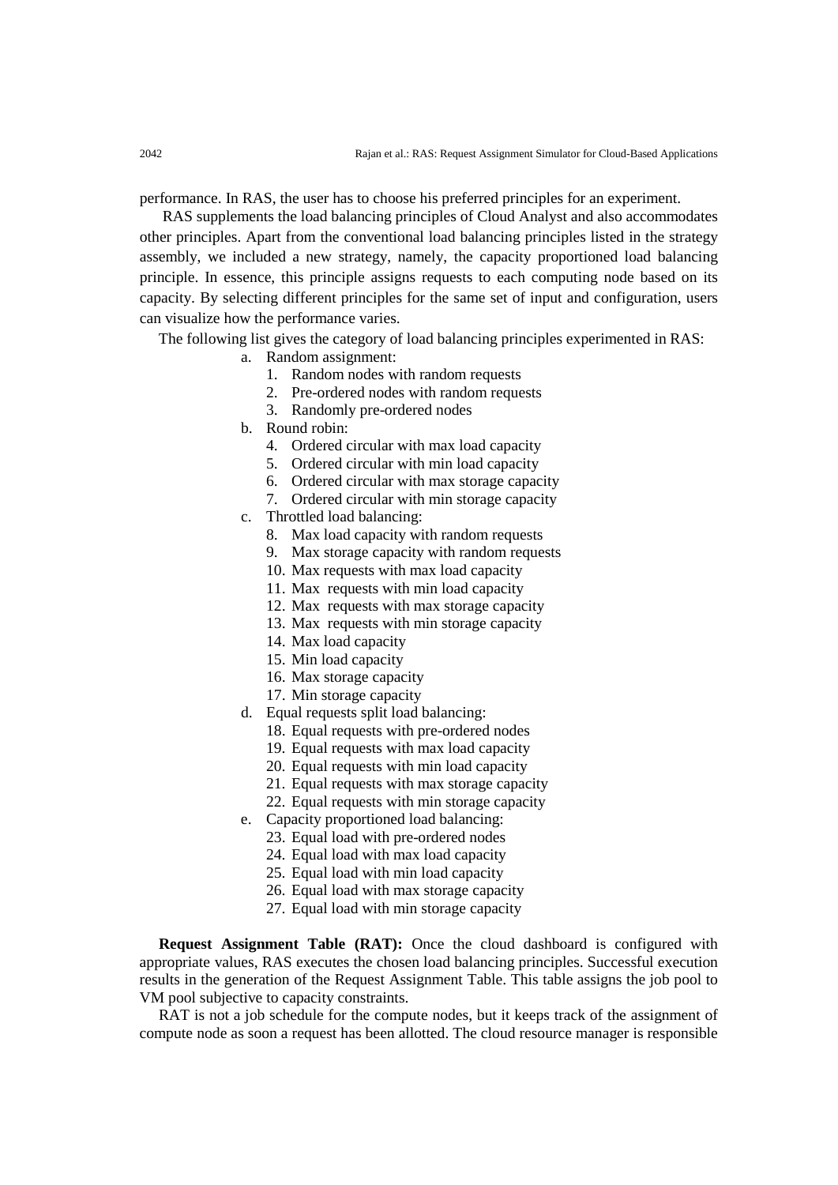performance. In RAS, the user has to choose his preferred principles for an experiment.

RAS supplements the load balancing principles of Cloud Analyst and also accommodates other principles. Apart from the conventional load balancing principles listed in the strategy assembly, we included a new strategy, namely, the capacity proportioned load balancing principle. In essence, this principle assigns requests to each computing node based on its capacity. By selecting different principles for the same set of input and configuration, users can visualize how the performance varies.

The following list gives the category of load balancing principles experimented in RAS:

a. Random assignment:
   1. Random nodes with random requests
   2. Pre-ordered nodes with random requests
   3. Randomly pre-ordered nodes
b. Round robin:
   4. Ordered circular with max load capacity
   5. Ordered circular with min load capacity
   6. Ordered circular with max storage capacity
   7. Ordered circular with min storage capacity
c. Throttled load balancing:
   8. Max load capacity with random requests
   9. Max storage capacity with random requests
   10. Max requests with max load capacity
   11. Max requests with min load capacity
   12. Max requests with max storage capacity
   13. Max requests with min storage capacity
   14. Max load capacity
   15. Min load capacity
   16. Max storage capacity
   17. Min storage capacity
d. Equal requests split load balancing:
   18. Equal requests with pre-ordered nodes
   19. Equal requests with max load capacity
   20. Equal requests with min load capacity
   21. Equal requests with max storage capacity
   22. Equal requests with min storage capacity
e. Capacity proportioned load balancing:
   23. Equal load with pre-ordered nodes
   24. Equal load with max load capacity
   25. Equal load with min load capacity
   26. Equal load with max storage capacity
   27. Equal load with min storage capacity

**Request Assignment Table (RAT):** Once the cloud dashboard is configured with appropriate values, RAS executes the chosen load balancing principles. Successful execution results in the generation of the Request Assignment Table. This table assigns the job pool to VM pool subjective to capacity constraints.

RAT is not a job schedule for the compute nodes, but it keeps track of the assignment of compute node as soon a request has been allotted. The cloud resource manager is responsible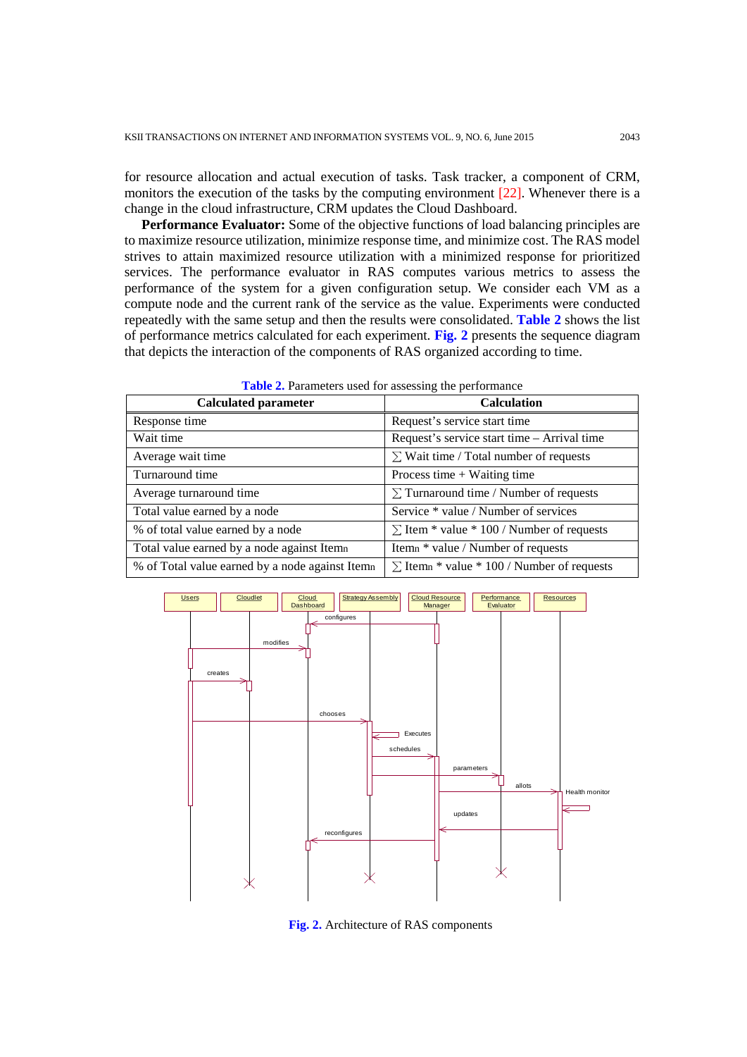for resource allocation and actual execution of tasks. Task tracker, a component of CRM, monitors the execution of the tasks by the computing environment [22]. Whenever there is a change in the cloud infrastructure, CRM updates the Cloud Dashboard.

**Performance Evaluator:** Some of the objective functions of load balancing principles are to maximize resource utilization, minimize response time, and minimize cost. The RAS model strives to attain maximized resource utilization with a minimized response for prioritized services. The performance evaluator in RAS computes various metrics to assess the performance of the system for a given configuration setup. We consider each VM as a compute node and the current rank of the service as the value. Experiments were conducted repeatedly with the same setup and then the results were consolidated. **Table 2** shows the list of performance metrics calculated for each experiment. **Fig. 2** presents the sequence diagram that depicts the interaction of the components of RAS organized according to time.

**Table 2.** Parameters used for assessing the performance

| Calculated parameter | Calculation |
|---|---|
| Response time | Request's service start time |
| Wait time | Request's service start time – Arrival time |
| Average wait time | $\sum$ Wait time / Total number of requests |
| Turnaround time | Process time + Waiting time |
| Average turnaround time | $\sum$ Turnaround time / Number of requests |
| Total value earned by a node | Service * value / Number of services |
| % of total value earned by a node | $\sum$ Item * value * 100 / Number of requests |
| Total value earned by a node against $Item_n$ | $Item_n$ * value / Number of requests |
| % of Total value earned by a node against $Item_n$ | $\sum$ $Item_n$ * value * 100 / Number of requests |

**Fig. 2.** Architecture of RAS components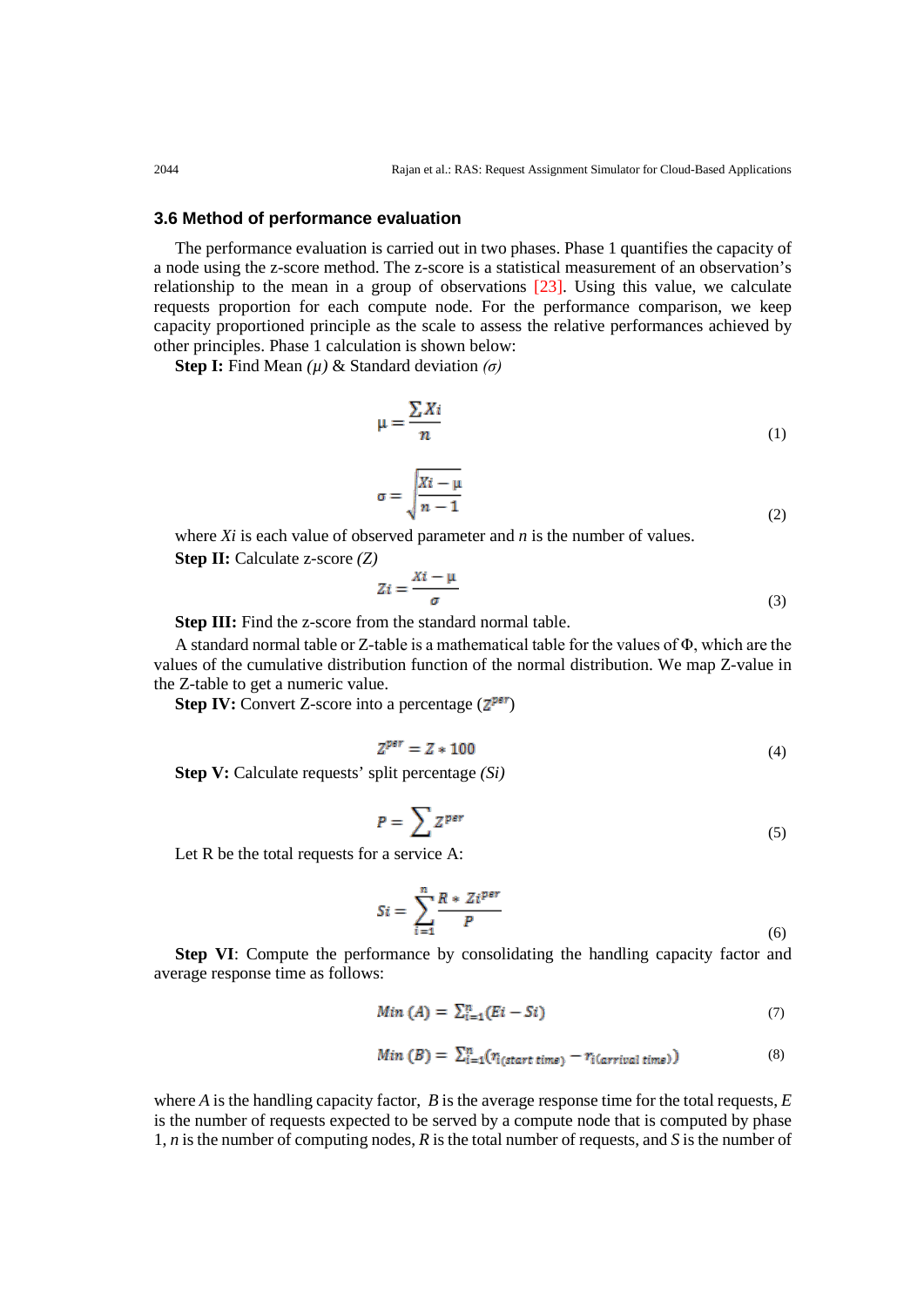### 3.6 Method of performance evaluation

The performance evaluation is carried out in two phases. Phase 1 quantifies the capacity of a node using the z-score method. The z-score is a statistical measurement of an observation's relationship to the mean in a group of observations [23]. Using this value, we calculate requests proportion for each compute node. For the performance comparison, we keep capacity proportioned principle as the scale to assess the relative performances achieved by other principles. Phase 1 calculation is shown below:

**Step I:** Find Mean *(μ)* & Standard deviation *(σ)*

$$\mu = \frac{\sum Xi}{n} \tag{1}$$

$$\sigma = \sqrt{\frac{Xi - \mu}{n - 1}} \tag{2}$$

where *Xi* is each value of observed parameter and *n* is the number of values.

**Step II:** Calculate z-score *(Z)*

$$Zi = \frac{Xi - \mu}{\sigma} \tag{3}$$

**Step III:** Find the z-score from the standard normal table.

A standard normal table or Z-table is a mathematical table for the values of Φ, which are the values of the cumulative distribution function of the normal distribution. We map Z-value in the Z-table to get a numeric value.

**Step IV:** Convert Z-score into a percentage ($Z^{per}$)

$$Z^{per} = Z * 100 \tag{4}$$

**Step V:** Calculate requests' split percentage *(Si)*

$$P = \sum Z^{per} \tag{5}$$

Let R be the total requests for a service A:

$$Si = \sum_{i=1}^{n} \frac{R * Zi^{per}}{P} \tag{6}$$

**Step VI**: Compute the performance by consolidating the handling capacity factor and average response time as follows:

$$Min\ (A) = \sum_{i=1}^{n} (Ei - Si) \tag{7}$$

$$Min\ (B) = \sum_{i=1}^{n} (r_{i(start\ time)} - r_{i(arrival\ time)}) \tag{8}$$

where *A* is the handling capacity factor, *B* is the average response time for the total requests, *E* is the number of requests expected to be served by a compute node that is computed by phase 1, *n* is the number of computing nodes, *R* is the total number of requests, and *S* is the number of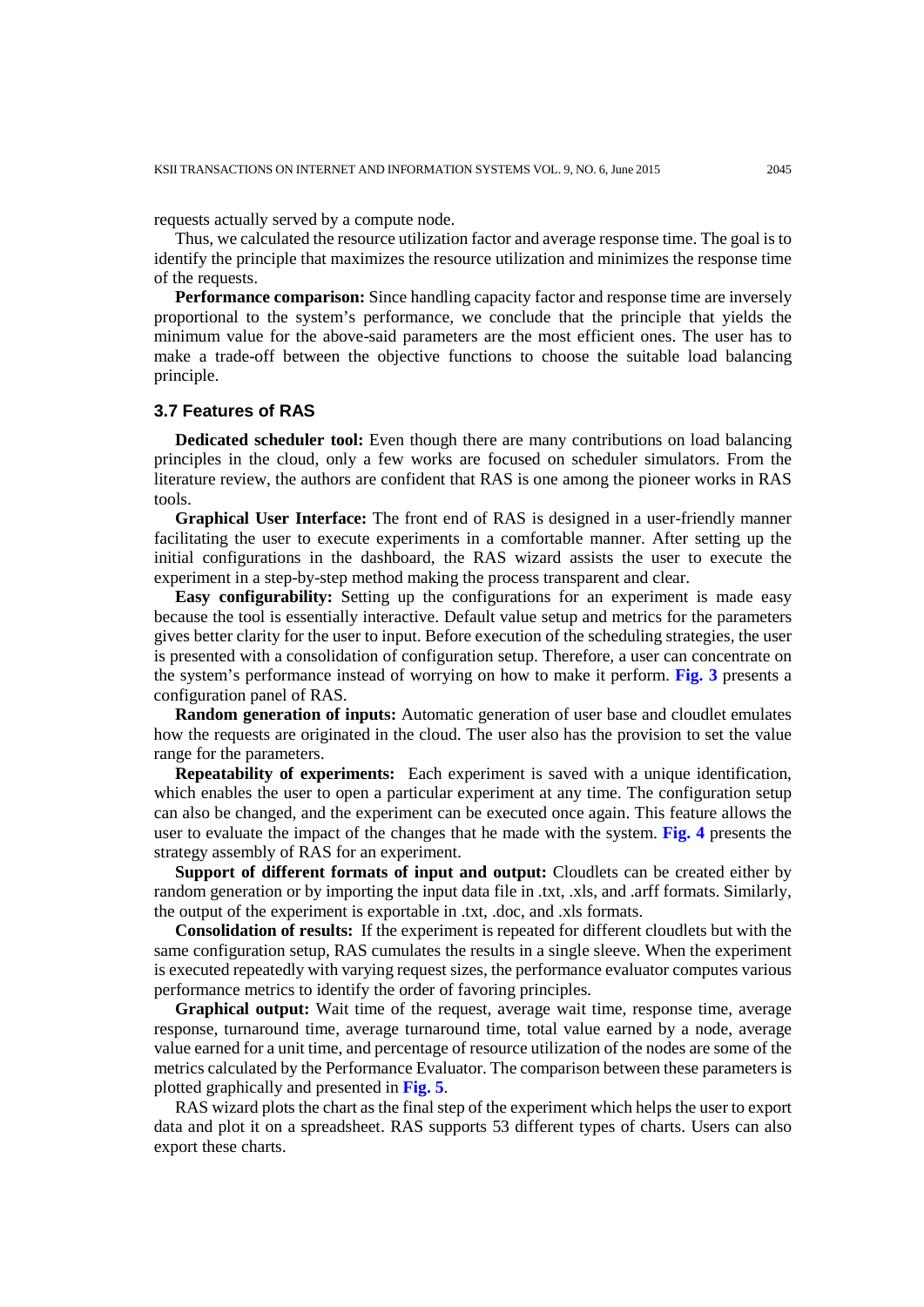requests actually served by a compute node.

Thus, we calculated the resource utilization factor and average response time. The goal is to identify the principle that maximizes the resource utilization and minimizes the response time of the requests.

**Performance comparison:** Since handling capacity factor and response time are inversely proportional to the system's performance, we conclude that the principle that yields the minimum value for the above-said parameters are the most efficient ones. The user has to make a trade-off between the objective functions to choose the suitable load balancing principle.

### 3.7 Features of RAS

**Dedicated scheduler tool:** Even though there are many contributions on load balancing principles in the cloud, only a few works are focused on scheduler simulators. From the literature review, the authors are confident that RAS is one among the pioneer works in RAS tools.

**Graphical User Interface:** The front end of RAS is designed in a user-friendly manner facilitating the user to execute experiments in a comfortable manner. After setting up the initial configurations in the dashboard, the RAS wizard assists the user to execute the experiment in a step-by-step method making the process transparent and clear.

**Easy configurability:** Setting up the configurations for an experiment is made easy because the tool is essentially interactive. Default value setup and metrics for the parameters gives better clarity for the user to input. Before execution of the scheduling strategies, the user is presented with a consolidation of configuration setup. Therefore, a user can concentrate on the system's performance instead of worrying on how to make it perform. **Fig. 3** presents a configuration panel of RAS.

**Random generation of inputs:** Automatic generation of user base and cloudlet emulates how the requests are originated in the cloud. The user also has the provision to set the value range for the parameters.

**Repeatability of experiments:** Each experiment is saved with a unique identification, which enables the user to open a particular experiment at any time. The configuration setup can also be changed, and the experiment can be executed once again. This feature allows the user to evaluate the impact of the changes that he made with the system. **Fig. 4** presents the strategy assembly of RAS for an experiment.

**Support of different formats of input and output:** Cloudlets can be created either by random generation or by importing the input data file in .txt, .xls, and .arff formats. Similarly, the output of the experiment is exportable in .txt, .doc, and .xls formats.

**Consolidation of results:** If the experiment is repeated for different cloudlets but with the same configuration setup, RAS cumulates the results in a single sleeve. When the experiment is executed repeatedly with varying request sizes, the performance evaluator computes various performance metrics to identify the order of favoring principles.

**Graphical output:** Wait time of the request, average wait time, response time, average response, turnaround time, average turnaround time, total value earned by a node, average value earned for a unit time, and percentage of resource utilization of the nodes are some of the metrics calculated by the Performance Evaluator. The comparison between these parameters is plotted graphically and presented in **Fig. 5**.

RAS wizard plots the chart as the final step of the experiment which helps the user to export data and plot it on a spreadsheet. RAS supports 53 different types of charts. Users can also export these charts.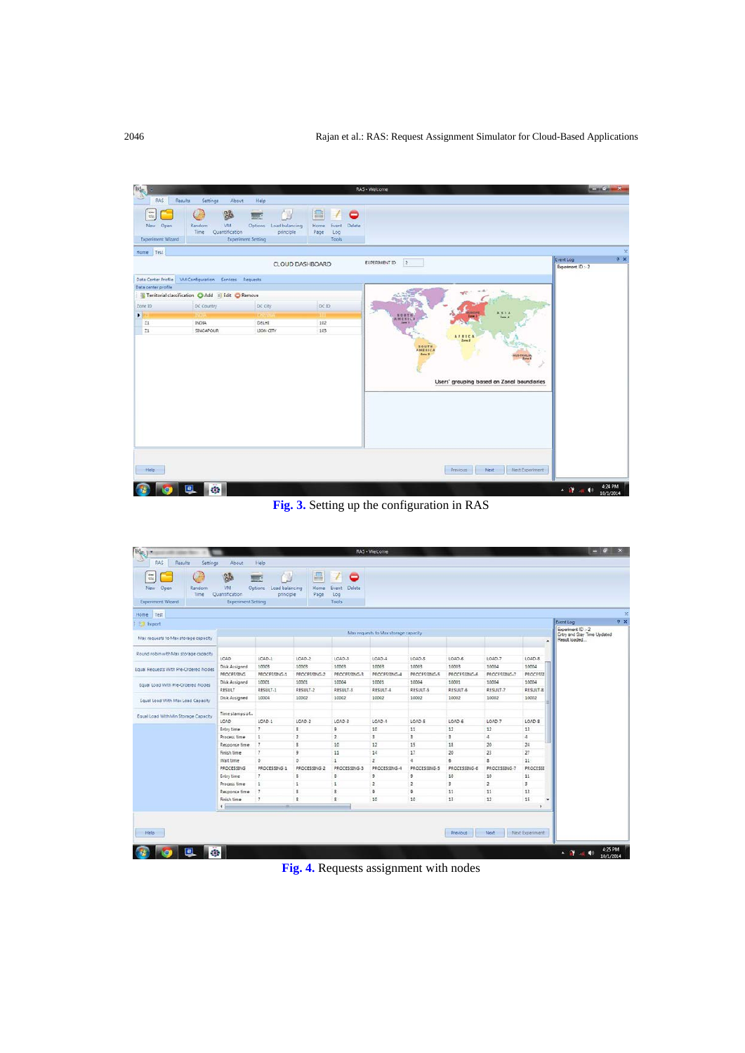Fig. 3. Setting up the configuration in RAS

Fig. 4. Requests assignment with nodes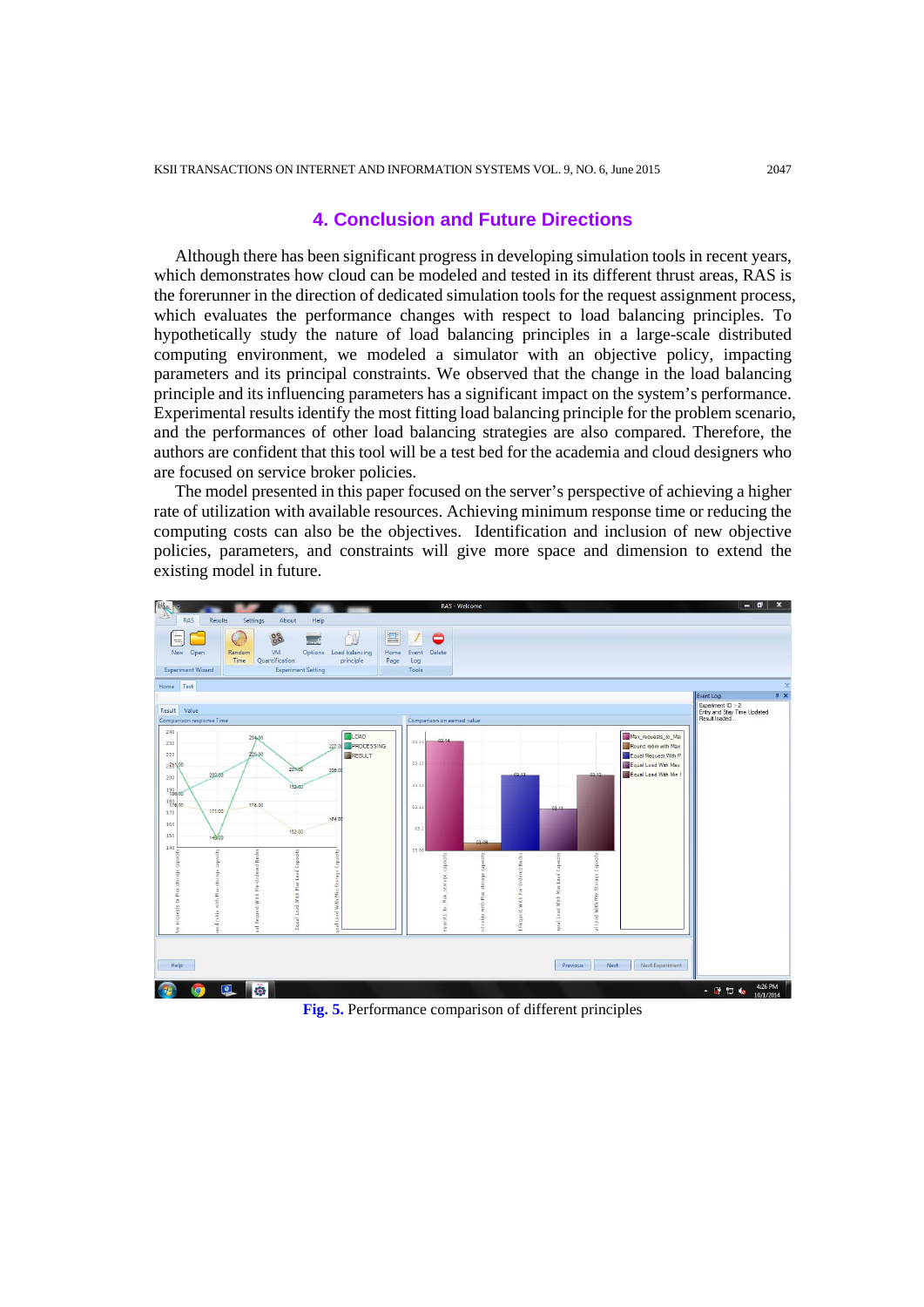## 4. Conclusion and Future Directions

Although there has been significant progress in developing simulation tools in recent years, which demonstrates how cloud can be modeled and tested in its different thrust areas, RAS is the forerunner in the direction of dedicated simulation tools for the request assignment process, which evaluates the performance changes with respect to load balancing principles. To hypothetically study the nature of load balancing principles in a large-scale distributed computing environment, we modeled a simulator with an objective policy, impacting parameters and its principal constraints. We observed that the change in the load balancing principle and its influencing parameters has a significant impact on the system's performance. Experimental results identify the most fitting load balancing principle for the problem scenario, and the performances of other load balancing strategies are also compared. Therefore, the authors are confident that this tool will be a test bed for the academia and cloud designers who are focused on service broker policies.

The model presented in this paper focused on the server's perspective of achieving a higher rate of utilization with available resources. Achieving minimum response time or reducing the computing costs can also be the objectives. Identification and inclusion of new objective policies, parameters, and constraints will give more space and dimension to extend the existing model in future.

**Fig. 5.** Performance comparison of different principles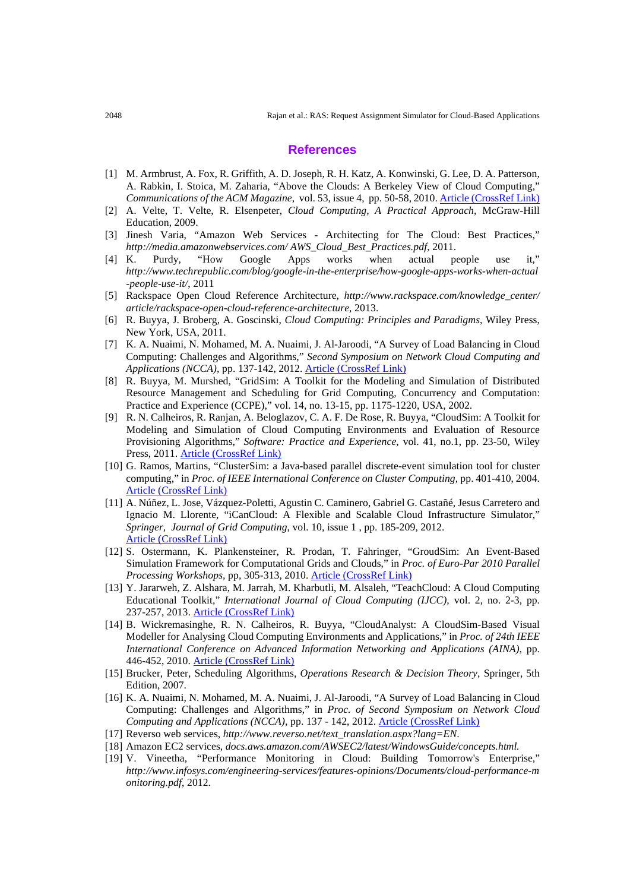## References

[1] M. Armbrust, A. Fox, R. Griffith, A. D. Joseph, R. H. Katz, A. Konwinski, G. Lee, D. A. Patterson, A. Rabkin, I. Stoica, M. Zaharia, "Above the Clouds: A Berkeley View of Cloud Computing," *Communications of the ACM Magazine*, vol. 53, issue 4, pp. 50-58, 2010. Article (CrossRef Link)

[2] A. Velte, T. Velte, R. Elsenpeter, *Cloud Computing, A Practical Approach*, McGraw-Hill Education, 2009.

[3] Jinesh Varia, "Amazon Web Services - Architecting for The Cloud: Best Practices," *http://media.amazonwebservices.com/ AWS_Cloud_Best_Practices.pdf*, 2011.

[4] K. Purdy, "How Google Apps works when actual people use it," *http://www.techrepublic.com/blog/google-in-the-enterprise/how-google-apps-works-when-actual -people-use-it/*, 2011

[5] Rackspace Open Cloud Reference Architecture, *http://www.rackspace.com/knowledge_center/ article/rackspace-open-cloud-reference-architecture*, 2013.

[6] R. Buyya, J. Broberg, A. Goscinski, *Cloud Computing: Principles and Paradigms*, Wiley Press, New York, USA, 2011.

[7] K. A. Nuaimi, N. Mohamed, M. A. Nuaimi, J. Al-Jaroodi, "A Survey of Load Balancing in Cloud Computing: Challenges and Algorithms," *Second Symposium on Network Cloud Computing and Applications (NCCA)*, pp. 137-142, 2012. Article (CrossRef Link)

[8] R. Buyya, M. Murshed, "GridSim: A Toolkit for the Modeling and Simulation of Distributed Resource Management and Scheduling for Grid Computing, Concurrency and Computation: Practice and Experience (CCPE)," vol. 14, no. 13-15, pp. 1175-1220, USA, 2002.

[9] R. N. Calheiros, R. Ranjan, A. Beloglazov, C. A. F. De Rose, R. Buyya, "CloudSim: A Toolkit for Modeling and Simulation of Cloud Computing Environments and Evaluation of Resource Provisioning Algorithms," *Software: Practice and Experience*, vol. 41, no.1, pp. 23-50, Wiley Press, 2011. Article (CrossRef Link)

[10] G. Ramos, Martins, "ClusterSim: a Java-based parallel discrete-event simulation tool for cluster computing," in *Proc. of IEEE International Conference on Cluster Computing*, pp. 401-410, 2004. Article (CrossRef Link)

[11] A. Núñez, L. Jose, Vázquez-Poletti, Agustin C. Caminero, Gabriel G. Castañé, Jesus Carretero and Ignacio M. Llorente, "iCanCloud: A Flexible and Scalable Cloud Infrastructure Simulator," *Springer, Journal of Grid Computing*, vol. 10, issue 1 , pp. 185-209, 2012. Article (CrossRef Link)

[12] S. Ostermann, K. Plankensteiner, R. Prodan, T. Fahringer, "GroudSim: An Event-Based Simulation Framework for Computational Grids and Clouds," in *Proc. of Euro-Par 2010 Parallel Processing Workshops*, pp, 305-313, 2010. Article (CrossRef Link)

[13] Y. Jararweh, Z. Alshara, M. Jarrah, M. Kharbutli, M. Alsaleh, "TeachCloud: A Cloud Computing Educational Toolkit," *International Journal of Cloud Computing (IJCC)*, vol. 2, no. 2-3, pp. 237-257, 2013. Article (CrossRef Link)

[14] B. Wickremasinghe, R. N. Calheiros, R. Buyya, "CloudAnalyst: A CloudSim-Based Visual Modeller for Analysing Cloud Computing Environments and Applications," in *Proc. of 24th IEEE International Conference on Advanced Information Networking and Applications (AINA)*, pp. 446-452, 2010. Article (CrossRef Link)

[15] Brucker, Peter, Scheduling Algorithms, *Operations Research & Decision Theory*, Springer, 5th Edition, 2007.

[16] K. A. Nuaimi, N. Mohamed, M. A. Nuaimi, J. Al-Jaroodi, "A Survey of Load Balancing in Cloud Computing: Challenges and Algorithms," in *Proc. of Second Symposium on Network Cloud Computing and Applications (NCCA)*, pp. 137 - 142, 2012. Article (CrossRef Link)

[17] Reverso web services, *http://www.reverso.net/text_translation.aspx?lang=EN*.

[18] Amazon EC2 services, *docs.aws.amazon.com/AWSEC2/latest/WindowsGuide/concepts.html.*

[19] V. Vineetha, "Performance Monitoring in Cloud: Building Tomorrow's Enterprise," *http://www.infosys.com/engineering-services/features-opinions/Documents/cloud-performance-m onitoring.pdf*, 2012.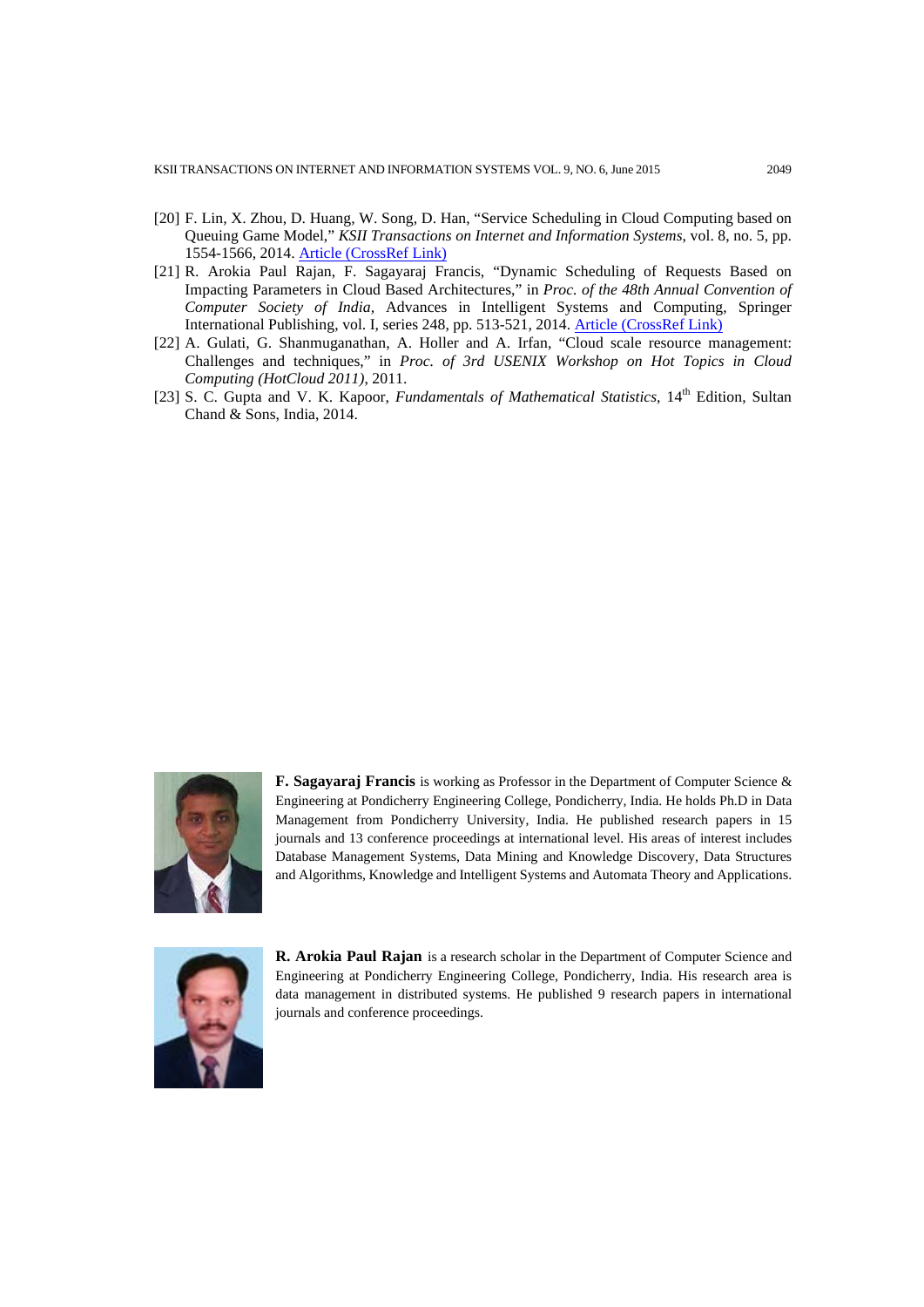[20] F. Lin, X. Zhou, D. Huang, W. Song, D. Han, "Service Scheduling in Cloud Computing based on Queuing Game Model," *KSII Transactions on Internet and Information Systems*, vol. 8, no. 5, pp. 1554-1566, 2014. Article (CrossRef Link)

[21] R. Arokia Paul Rajan, F. Sagayaraj Francis, "Dynamic Scheduling of Requests Based on Impacting Parameters in Cloud Based Architectures," in *Proc. of the 48th Annual Convention of Computer Society of India*, Advances in Intelligent Systems and Computing, Springer International Publishing, vol. I, series 248, pp. 513-521, 2014. Article (CrossRef Link)

[22] A. Gulati, G. Shanmuganathan, A. Holler and A. Irfan, "Cloud scale resource management: Challenges and techniques," in *Proc. of 3rd USENIX Workshop on Hot Topics in Cloud Computing (HotCloud 2011)*, 2011.

[23] S. C. Gupta and V. K. Kapoor, *Fundamentals of Mathematical Statistics*, 14th Edition, Sultan Chand & Sons, India, 2014.

**F. Sagayaraj Francis** is working as Professor in the Department of Computer Science & Engineering at Pondicherry Engineering College, Pondicherry, India. He holds Ph.D in Data Management from Pondicherry University, India. He published research papers in 15 journals and 13 conference proceedings at international level. His areas of interest includes Database Management Systems, Data Mining and Knowledge Discovery, Data Structures and Algorithms, Knowledge and Intelligent Systems and Automata Theory and Applications.

**R. Arokia Paul Rajan** is a research scholar in the Department of Computer Science and Engineering at Pondicherry Engineering College, Pondicherry, India. His research area is data management in distributed systems. He published 9 research papers in international journals and conference proceedings.